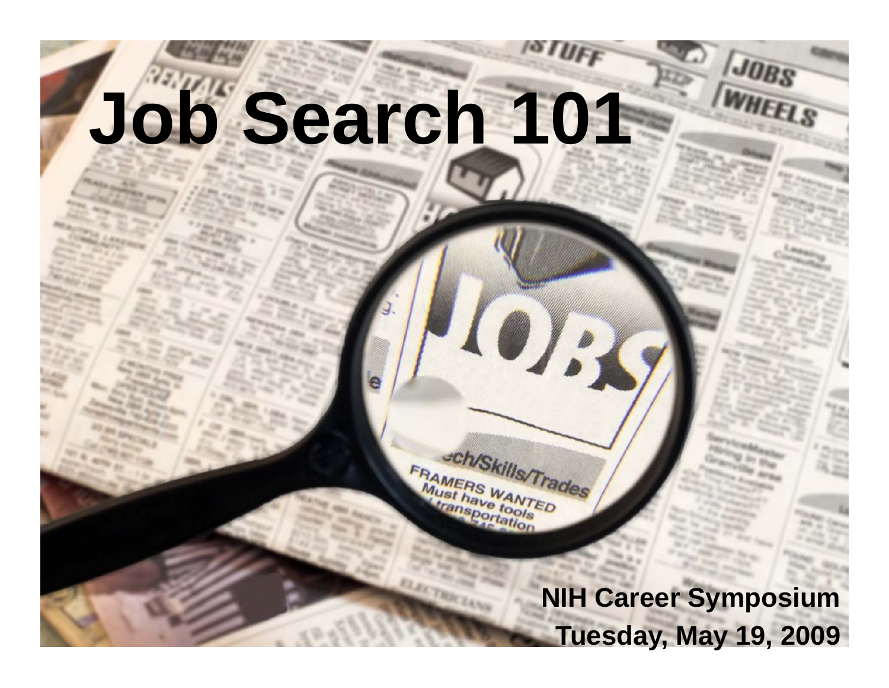# Job Search 101

**NIH Career Symposium**

**Tuesday, May 19, 2009**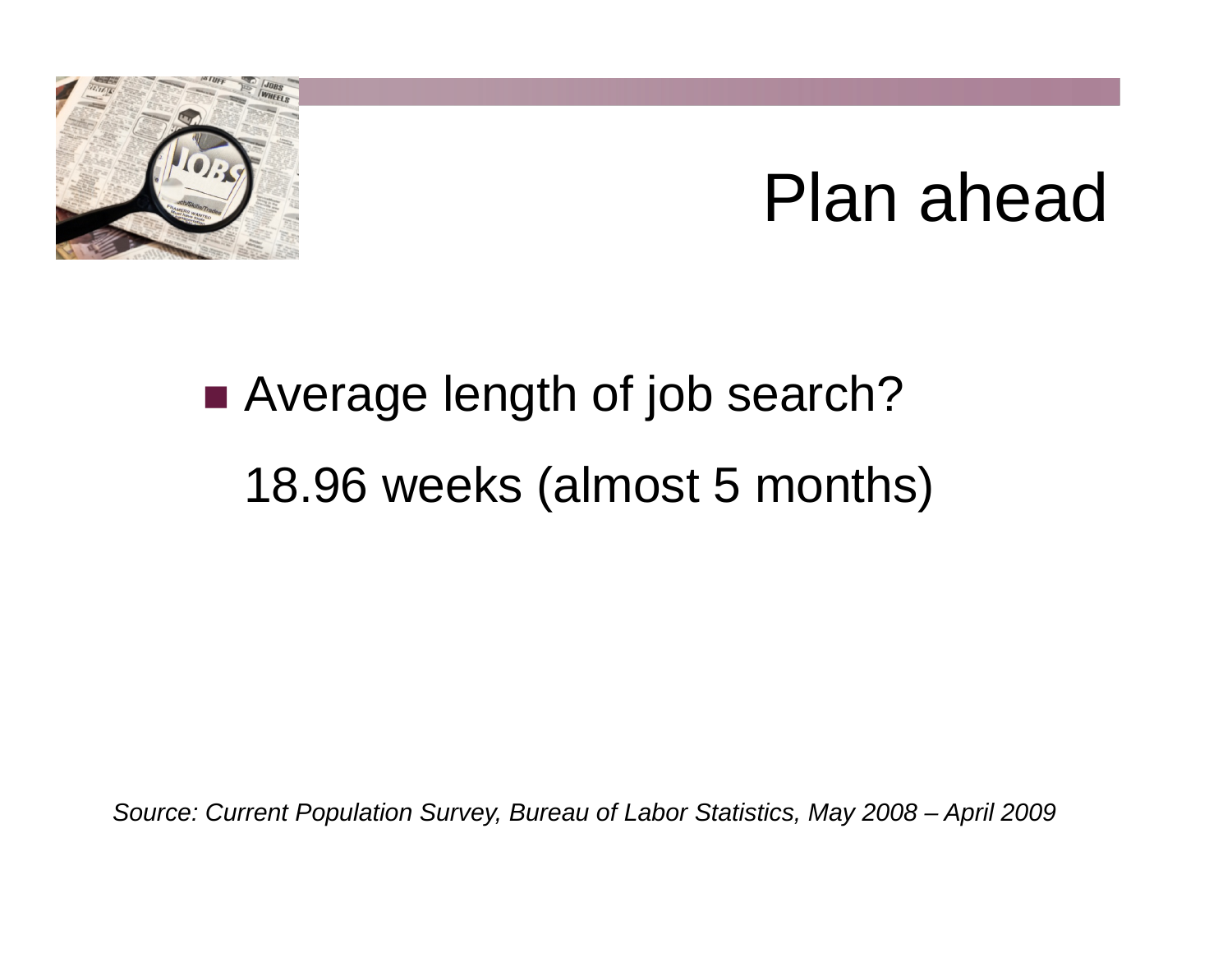# Plan ahead

- Average length of job search?

  18.96 weeks (almost 5 months)

*Source: Current Population Survey, Bureau of Labor Statistics, May 2008 – April 2009*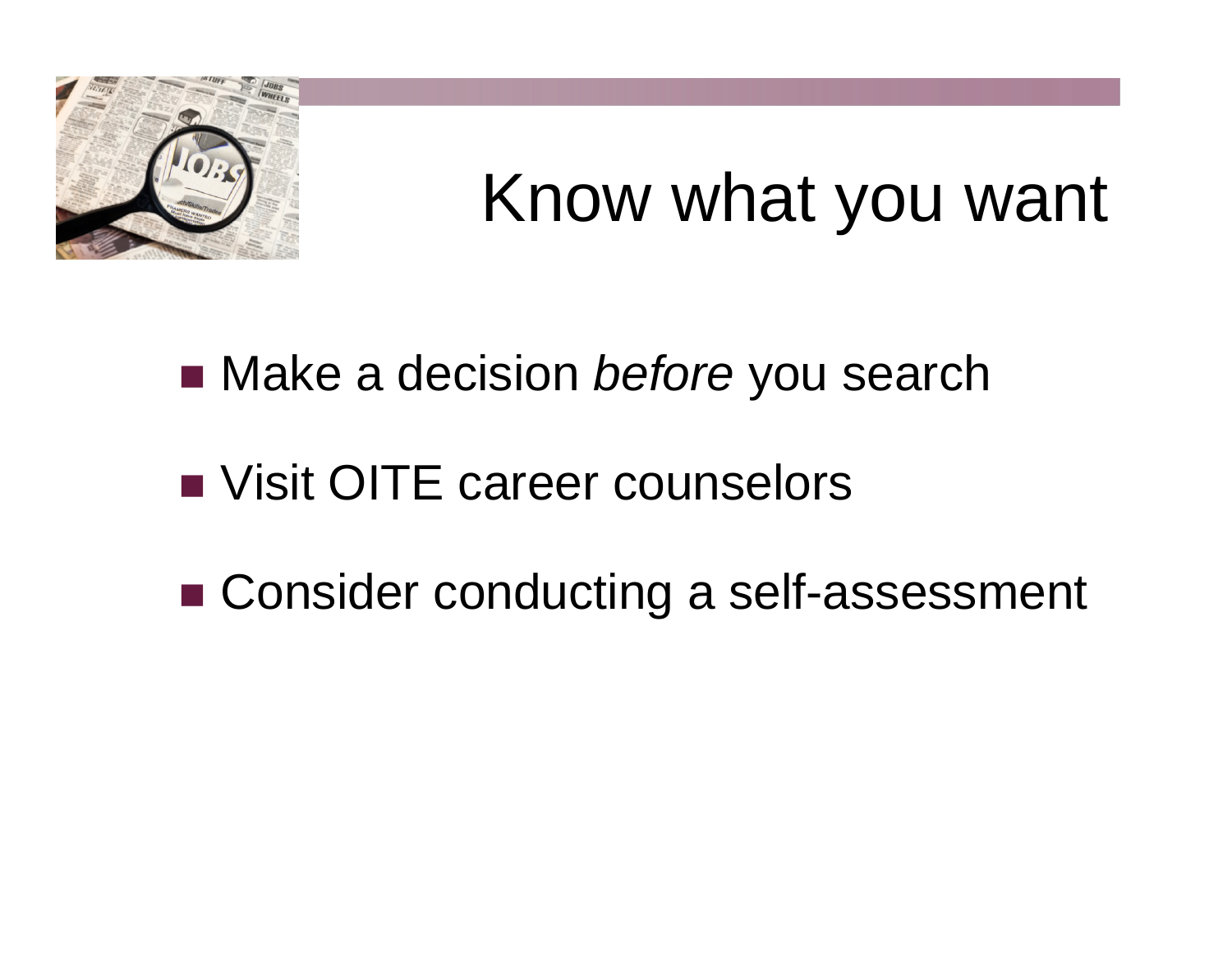# Know what you want

- Make a decision *before* you search
- Visit OITE career counselors
- Consider conducting a self-assessment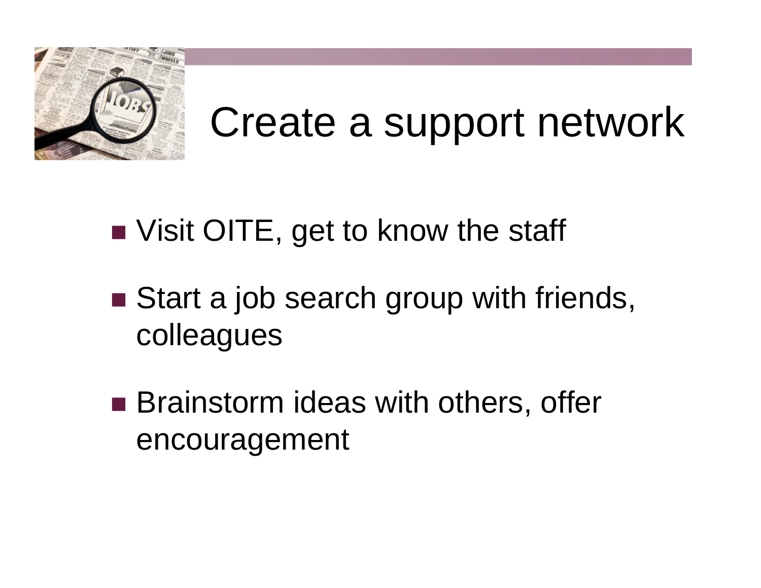# Create a support network

- Visit OITE, get to know the staff
- Start a job search group with friends, colleagues
- Brainstorm ideas with others, offer encouragement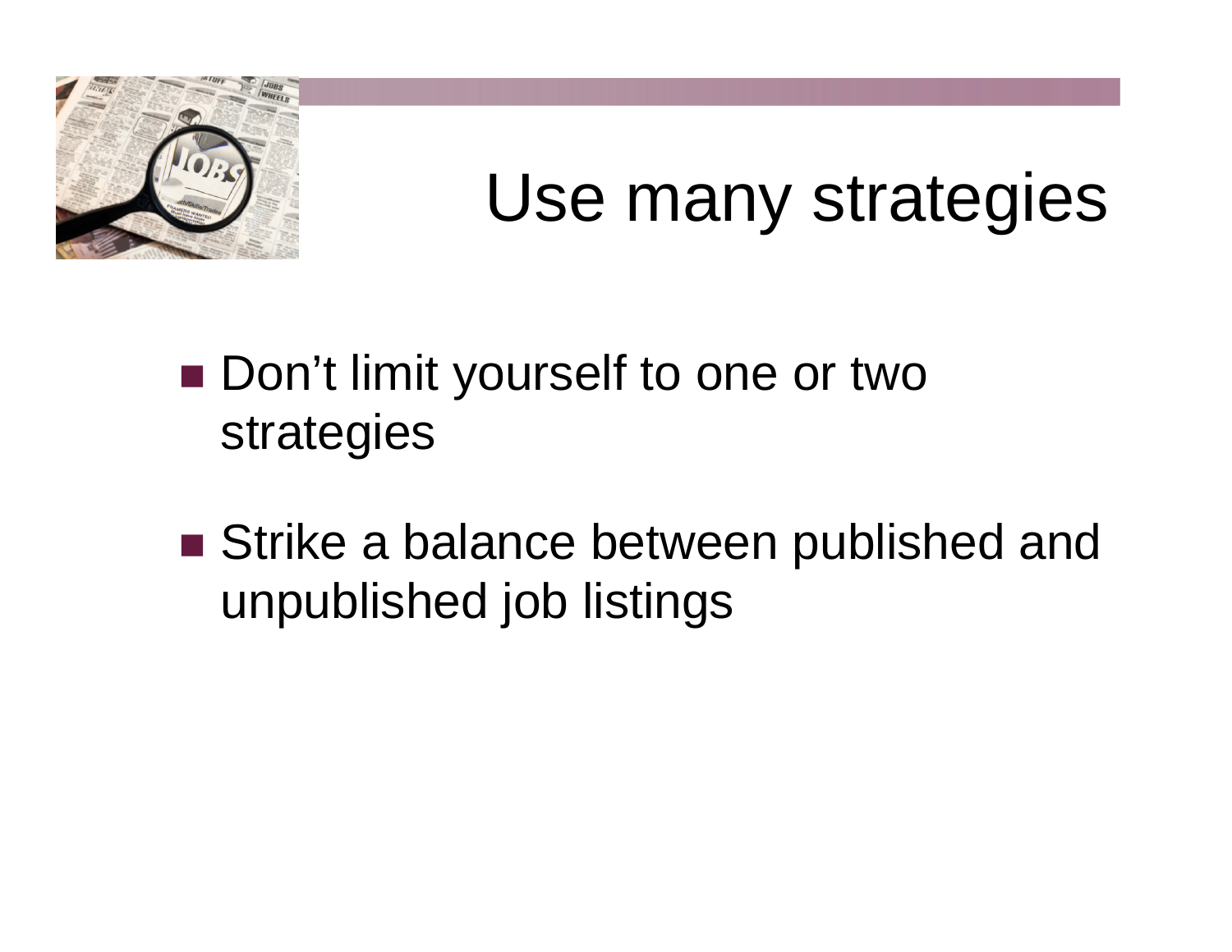# Use many strategies

- Don’t limit yourself to one or two strategies
- Strike a balance between published and unpublished job listings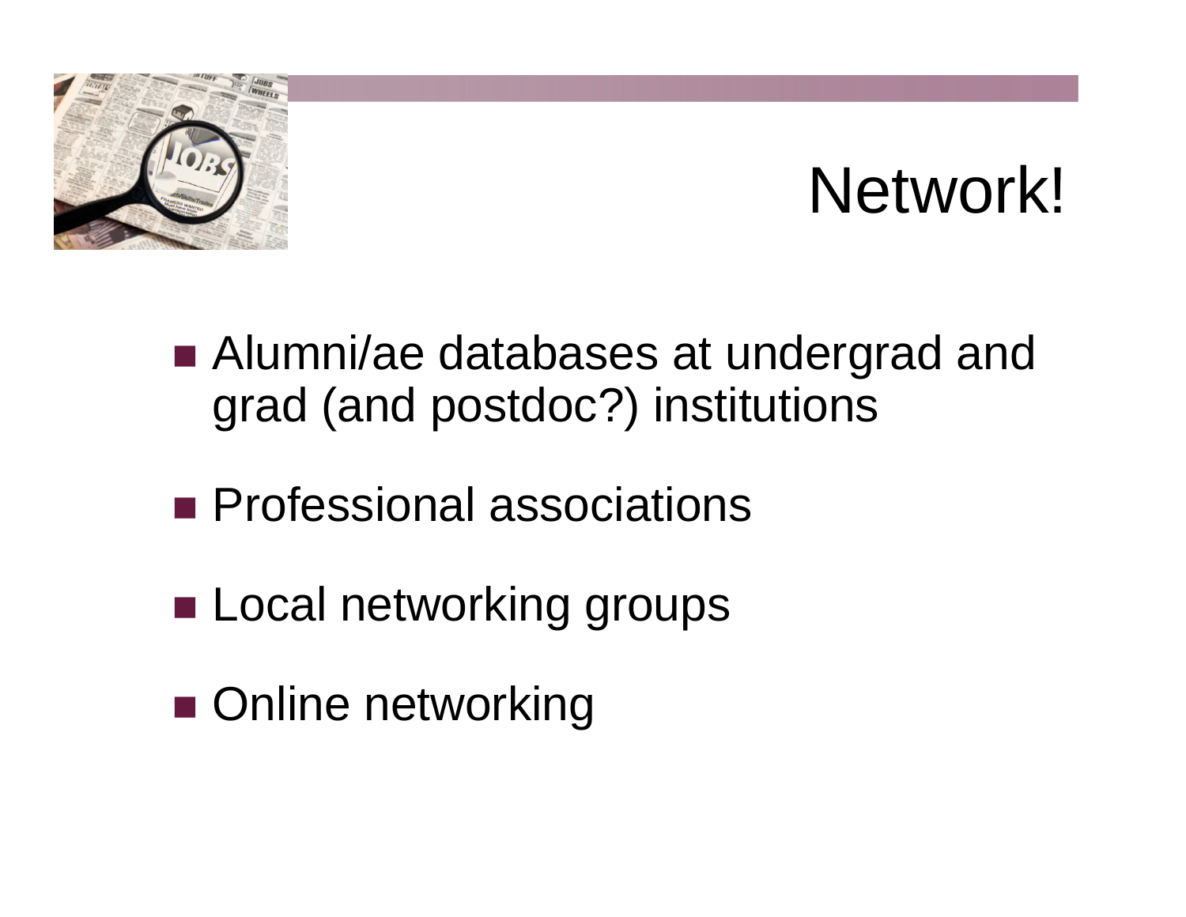# Network!

- Alumni/ae databases at undergrad and grad (and postdoc?) institutions
- Professional associations
- Local networking groups
- Online networking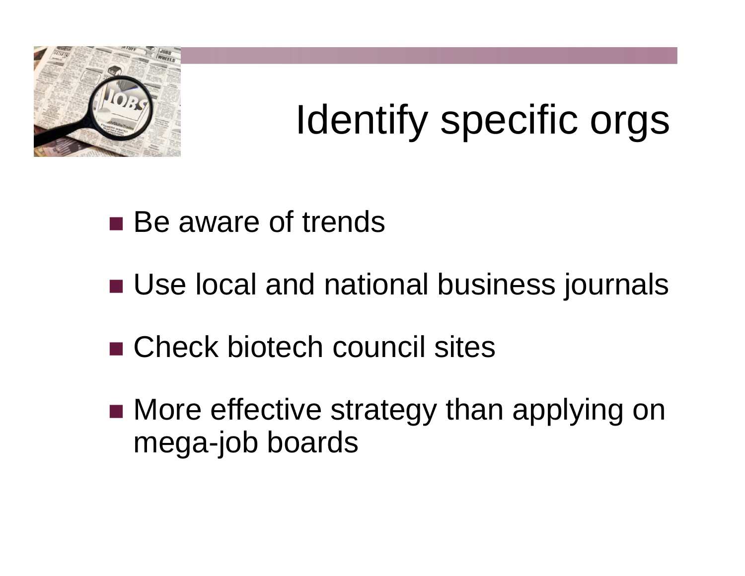# Identify specific orgs

- Be aware of trends
- Use local and national business journals
- Check biotech council sites
- More effective strategy than applying on mega-job boards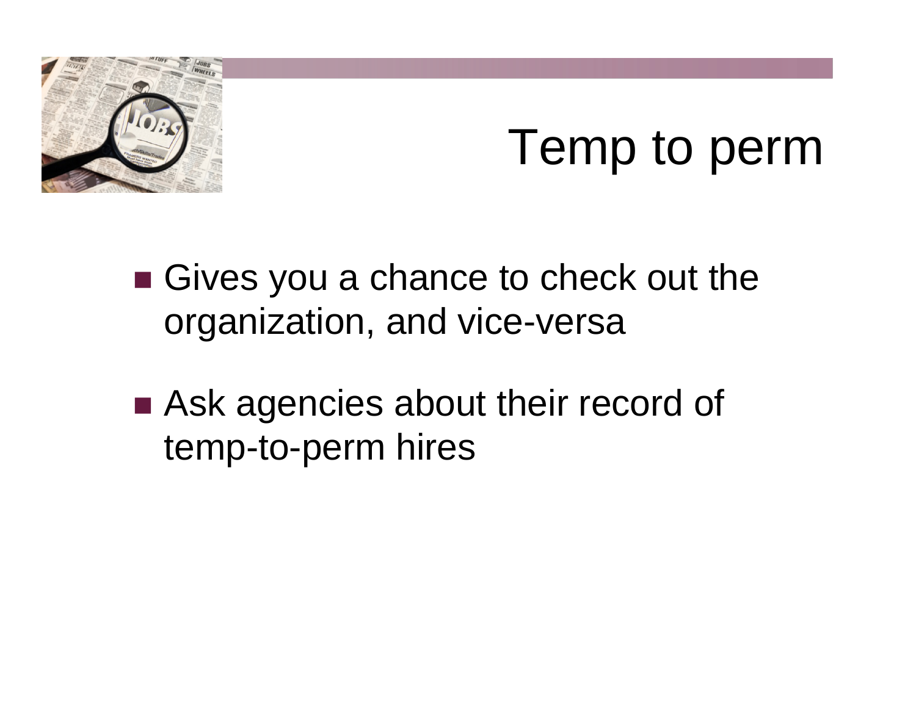# Temp to perm

- Gives you a chance to check out the organization, and vice-versa
- Ask agencies about their record of temp-to-perm hires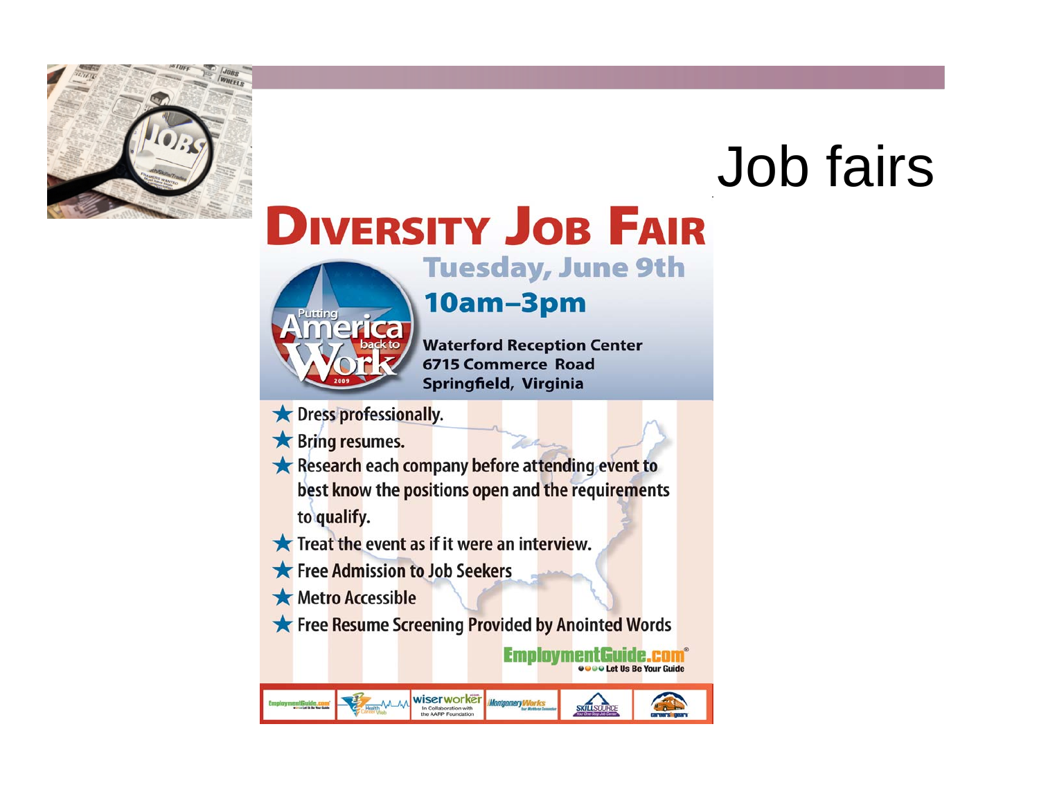# Job fairs

## Diversity Job Fair

Putting America back to Work 2009

**Tuesday, June 9th**

**10am–3pm**

Waterford Reception Center
6715 Commerce Road
Springfield, Virginia

- Dress professionally.
- Bring resumes.
- Research each company before attending event to best know the positions open and the requirements to qualify.
- Treat the event as if it were an interview.
- Free Admission to Job Seekers
- Metro Accessible
- Free Resume Screening Provided by Anointed Words

EmploymentGuide.com® Let Us Be Your Guide

EmploymentGuide.com | Health Career Web | wiserworker In Collaboration with the AARP Foundation | MontgomeryWorks | SKILLSOURCE | careers@gears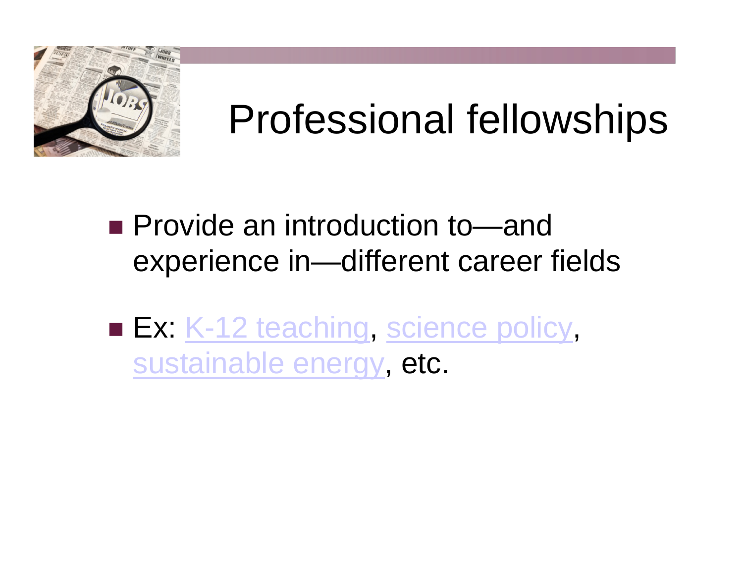# Professional fellowships

- Provide an introduction to—and experience in—different career fields
- Ex: K-12 teaching, science policy, sustainable energy, etc.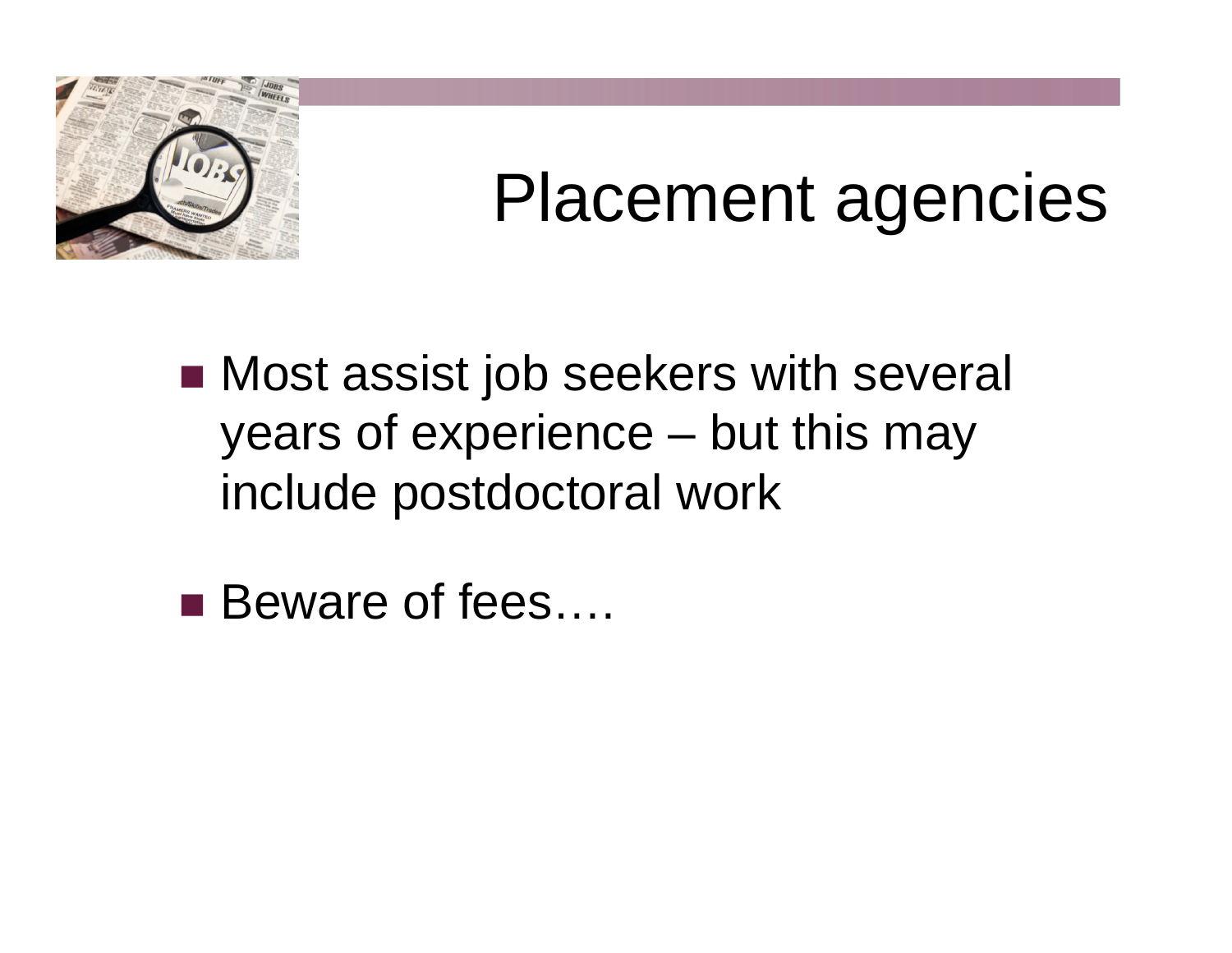# Placement agencies

- Most assist job seekers with several years of experience – but this may include postdoctoral work
- Beware of fees….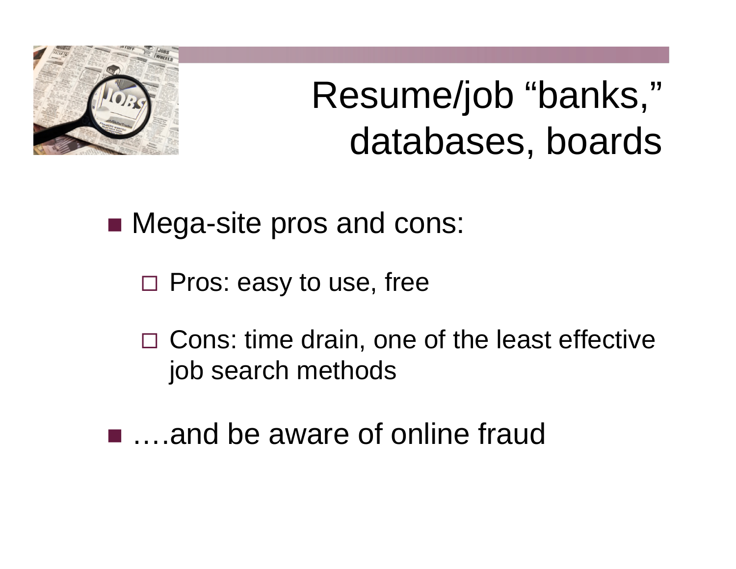# Resume/job “banks,” databases, boards

- Mega-site pros and cons:
  - Pros: easy to use, free
  - Cons: time drain, one of the least effective job search methods
- ….and be aware of online fraud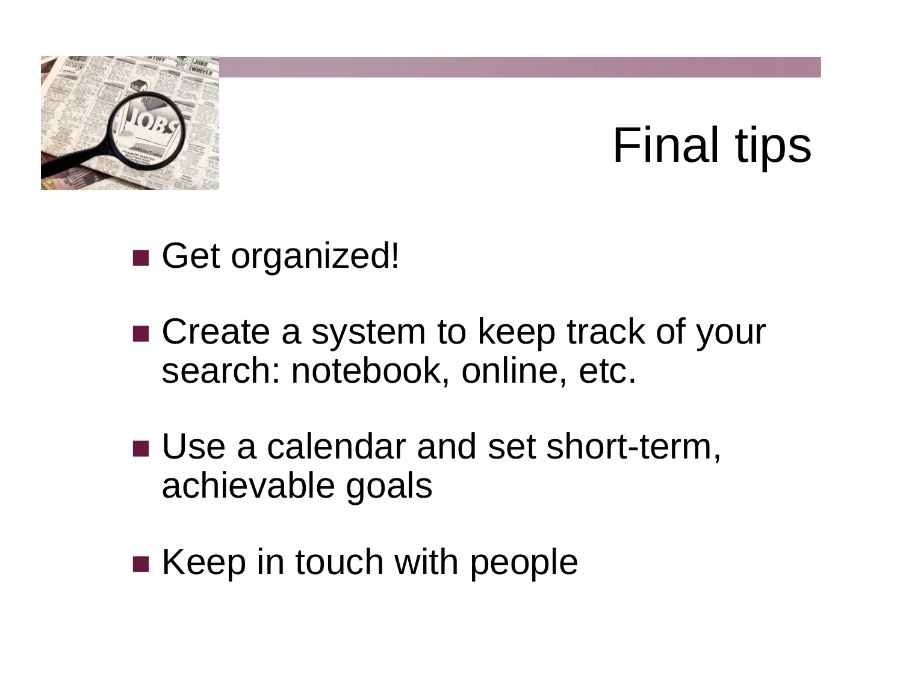# Final tips

- Get organized!
- Create a system to keep track of your search: notebook, online, etc.
- Use a calendar and set short-term, achievable goals
- Keep in touch with people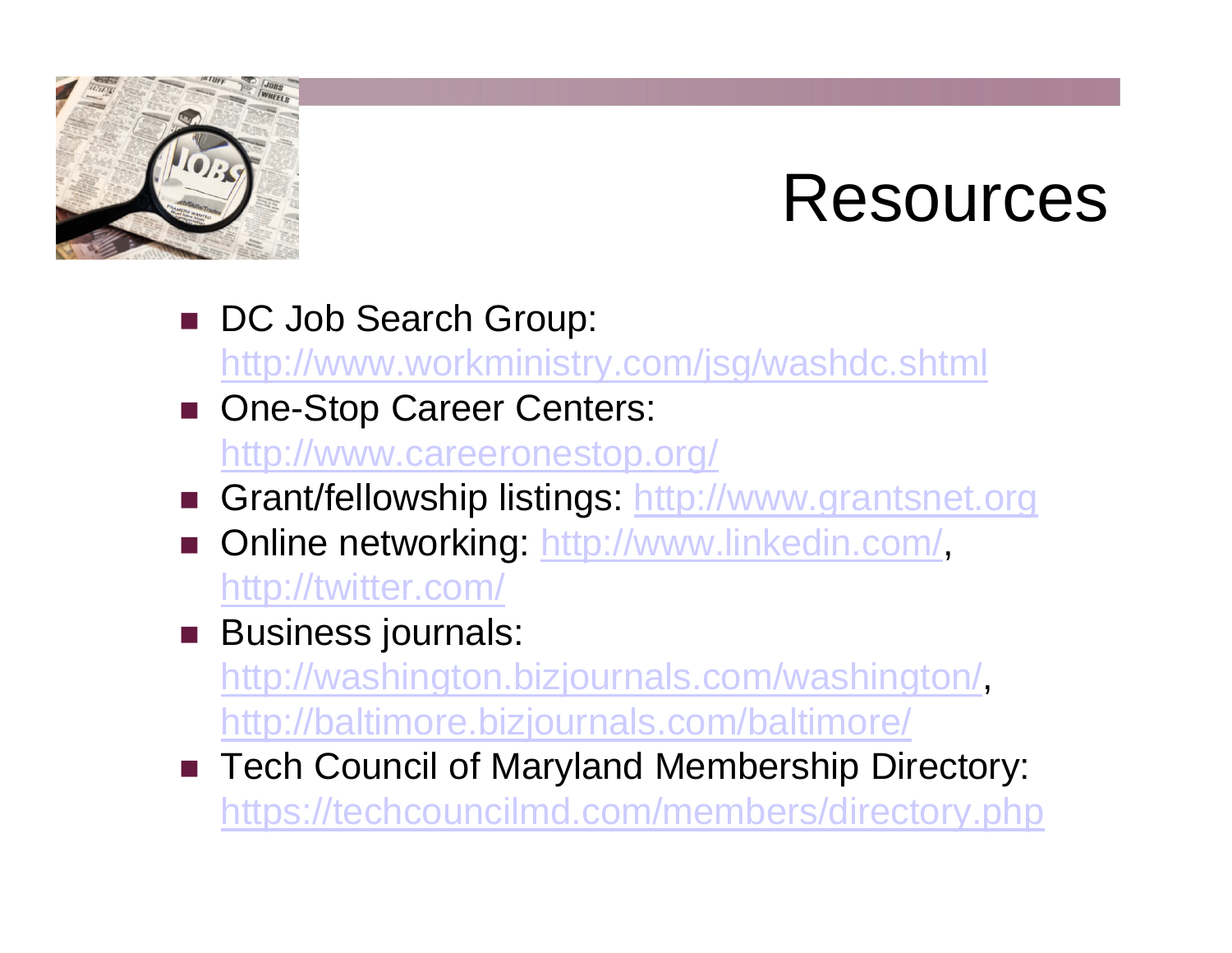# Resources

- DC Job Search Group: http://www.workministry.com/jsg/washdc.shtml
- One-Stop Career Centers: http://www.careeronestop.org/
- Grant/fellowship listings: http://www.grantsnet.org
- Online networking: http://www.linkedin.com/, http://twitter.com/
- Business journals: http://washington.bizjournals.com/washington/, http://baltimore.bizjournals.com/baltimore/
- Tech Council of Maryland Membership Directory: https://techcouncilmd.com/members/directory.php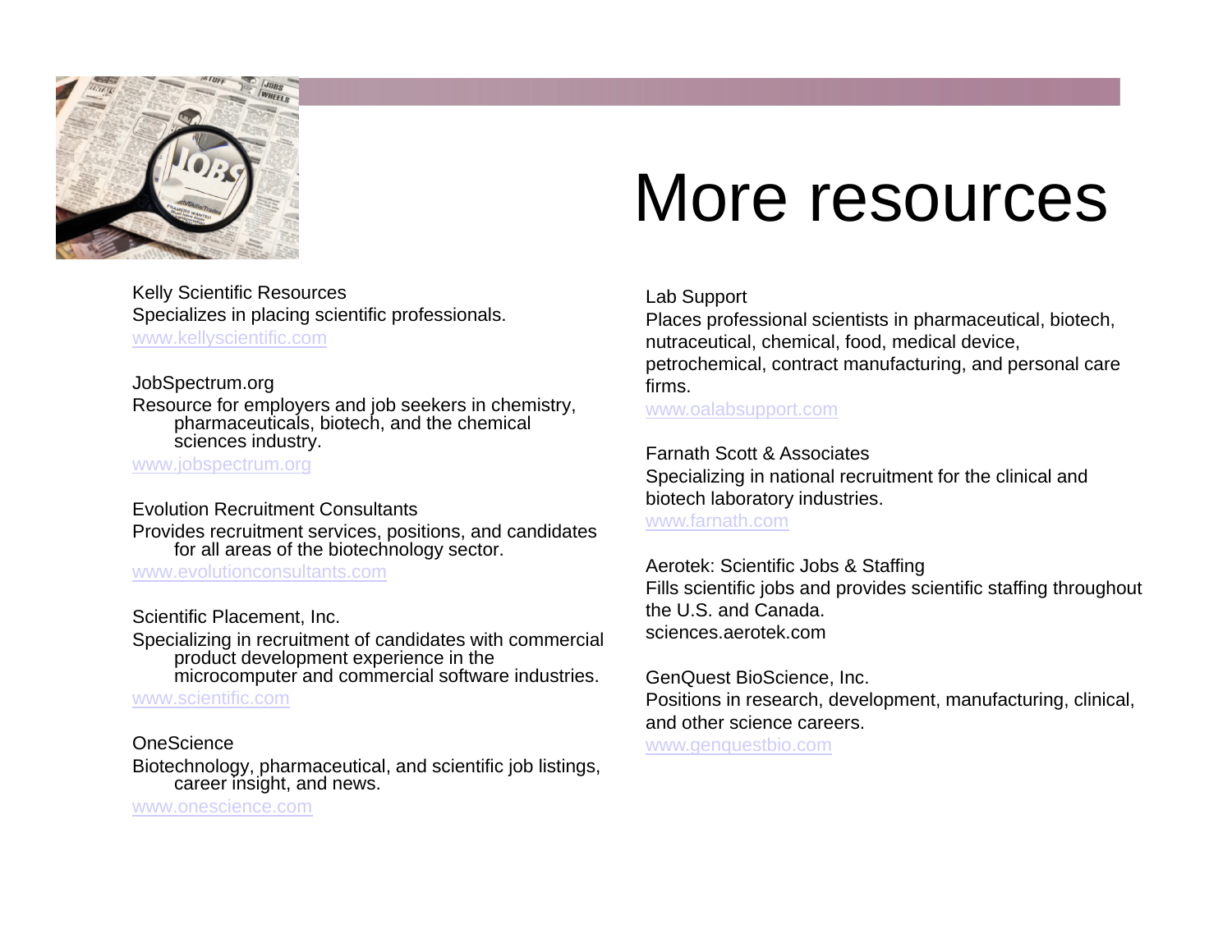# More resources

Kelly Scientific Resources
Specializes in placing scientific professionals.
www.kellyscientific.com

JobSpectrum.org
Resource for employers and job seekers in chemistry, pharmaceuticals, biotech, and the chemical sciences industry.
www.jobspectrum.org

Evolution Recruitment Consultants
Provides recruitment services, positions, and candidates for all areas of the biotechnology sector.
www.evolutionconsultants.com

Scientific Placement, Inc.
Specializing in recruitment of candidates with commercial product development experience in the microcomputer and commercial software industries.
www.scientific.com

OneScience
Biotechnology, pharmaceutical, and scientific job listings, career insight, and news.
www.onescience.com

Lab Support
Places professional scientists in pharmaceutical, biotech, nutraceutical, chemical, food, medical device, petrochemical, contract manufacturing, and personal care firms.
www.oalabsupport.com

Farnath Scott & Associates
Specializing in national recruitment for the clinical and biotech laboratory industries.
www.farnath.com

Aerotek: Scientific Jobs & Staffing
Fills scientific jobs and provides scientific staffing throughout the U.S. and Canada.
sciences.aerotek.com

GenQuest BioScience, Inc.
Positions in research, development, manufacturing, clinical, and other science careers.
www.genquestbio.com